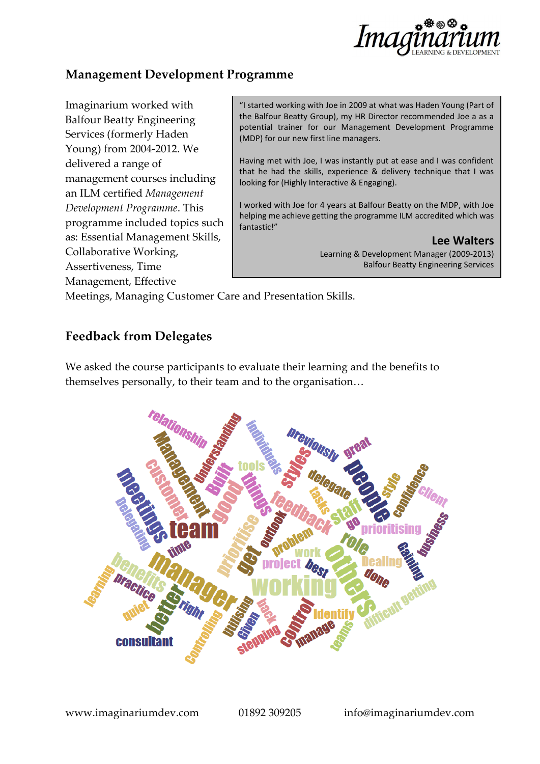## Management Development Programme

Imaginarium worked with Balfour Beatty Engineering Services (formerly Haden Young) from 2004-2012. We delivered a range of management courses including an ILM certified *Management Development Programme*. This programme included topics such as: Essential Management Skills, Collaborative Working, Assertiveness, Time Management, Effective Meetings, Managing Customer Care and Presentation Skills.

> "I started working with Joe in 2009 at what was Haden Young (Part of the Balfour Beatty Group), my HR Director recommended Joe a as a potential trainer for our Management Development Programme (MDP) for our new first line managers.
>
> Having met with Joe, I was instantly put at ease and I was confident that he had the skills, experience & delivery technique that I was looking for (Highly Interactive & Engaging).
>
> I worked with Joe for 4 years at Balfour Beatty on the MDP, with Joe helping me achieve getting the programme ILM accredited which was fantastic!"
>
> **Lee Walters**
> Learning & Development Manager (2009-2013)
> Balfour Beatty Engineering Services

## Feedback from Delegates

We asked the course participants to evaluate their learning and the benefits to themselves personally, to their team and to the organisation…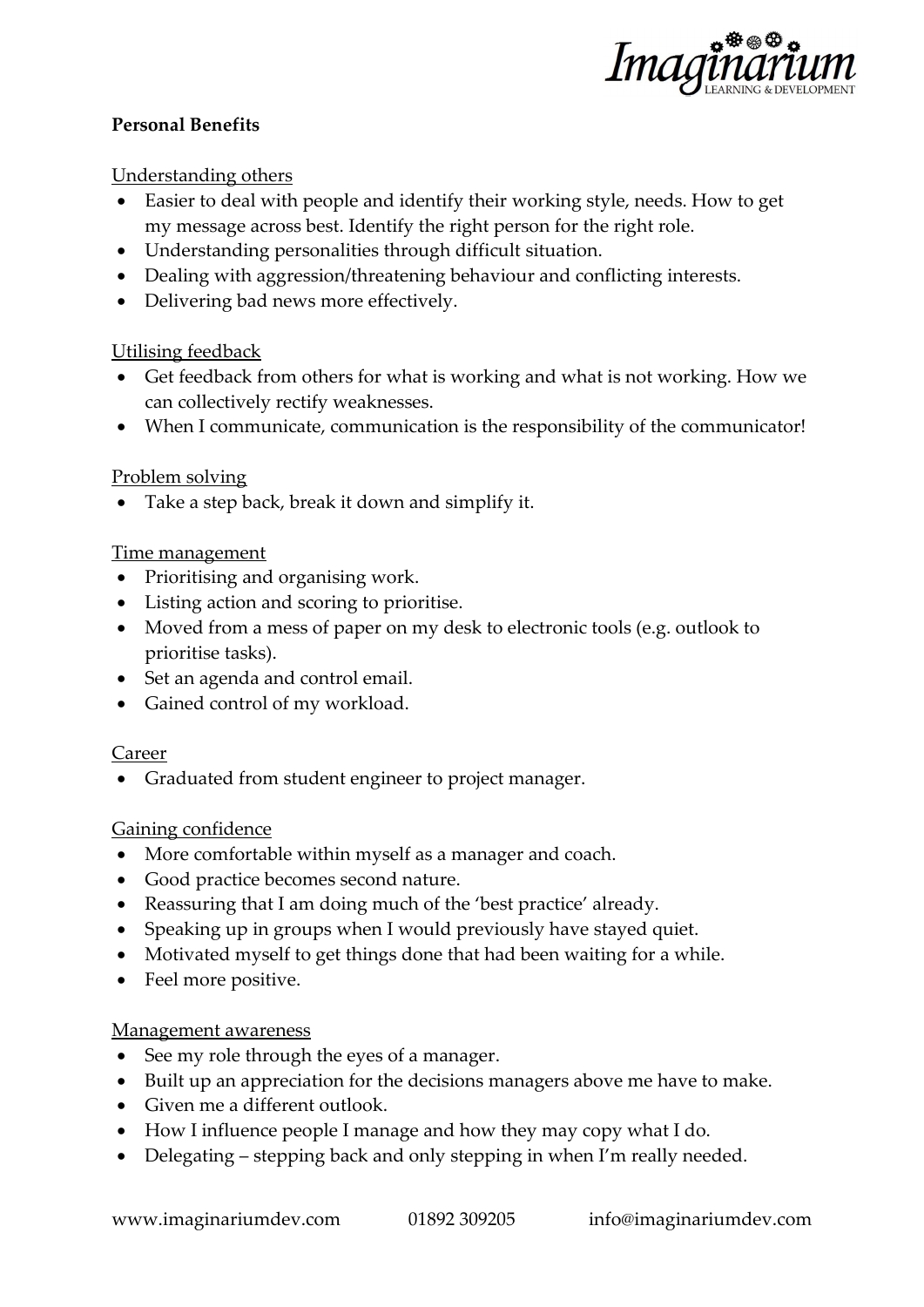**Personal Benefits**

Understanding others

- Easier to deal with people and identify their working style, needs. How to get my message across best. Identify the right person for the right role.
- Understanding personalities through difficult situation.
- Dealing with aggression/threatening behaviour and conflicting interests.
- Delivering bad news more effectively.

Utilising feedback

- Get feedback from others for what is working and what is not working. How we can collectively rectify weaknesses.
- When I communicate, communication is the responsibility of the communicator!

Problem solving

- Take a step back, break it down and simplify it.

Time management

- Prioritising and organising work.
- Listing action and scoring to prioritise.
- Moved from a mess of paper on my desk to electronic tools (e.g. outlook to prioritise tasks).
- Set an agenda and control email.
- Gained control of my workload.

Career

- Graduated from student engineer to project manager.

Gaining confidence

- More comfortable within myself as a manager and coach.
- Good practice becomes second nature.
- Reassuring that I am doing much of the 'best practice' already.
- Speaking up in groups when I would previously have stayed quiet.
- Motivated myself to get things done that had been waiting for a while.
- Feel more positive.

Management awareness

- See my role through the eyes of a manager.
- Built up an appreciation for the decisions managers above me have to make.
- Given me a different outlook.
- How I influence people I manage and how they may copy what I do.
- Delegating – stepping back and only stepping in when I'm really needed.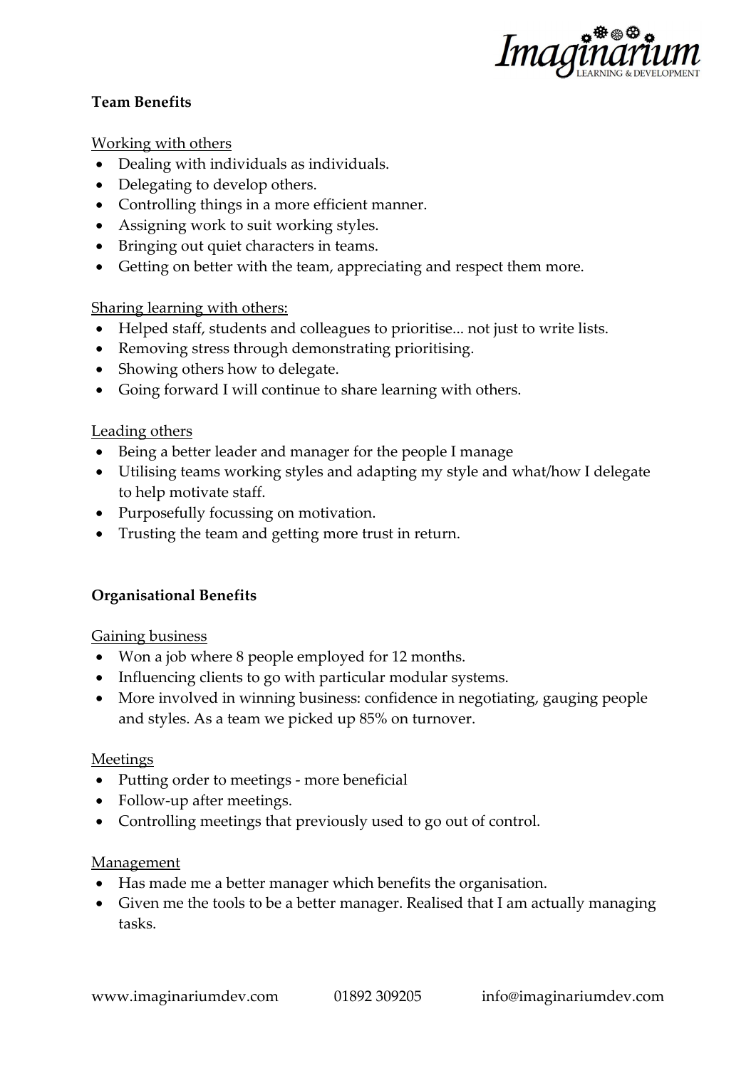**Team Benefits**

Working with others

- Dealing with individuals as individuals.
- Delegating to develop others.
- Controlling things in a more efficient manner.
- Assigning work to suit working styles.
- Bringing out quiet characters in teams.
- Getting on better with the team, appreciating and respect them more.

Sharing learning with others:

- Helped staff, students and colleagues to prioritise... not just to write lists.
- Removing stress through demonstrating prioritising.
- Showing others how to delegate.
- Going forward I will continue to share learning with others.

Leading others

- Being a better leader and manager for the people I manage
- Utilising teams working styles and adapting my style and what/how I delegate to help motivate staff.
- Purposefully focussing on motivation.
- Trusting the team and getting more trust in return.

**Organisational Benefits**

Gaining business

- Won a job where 8 people employed for 12 months.
- Influencing clients to go with particular modular systems.
- More involved in winning business: confidence in negotiating, gauging people and styles. As a team we picked up 85% on turnover.

Meetings

- Putting order to meetings - more beneficial
- Follow-up after meetings.
- Controlling meetings that previously used to go out of control.

Management

- Has made me a better manager which benefits the organisation.
- Given me the tools to be a better manager. Realised that I am actually managing tasks.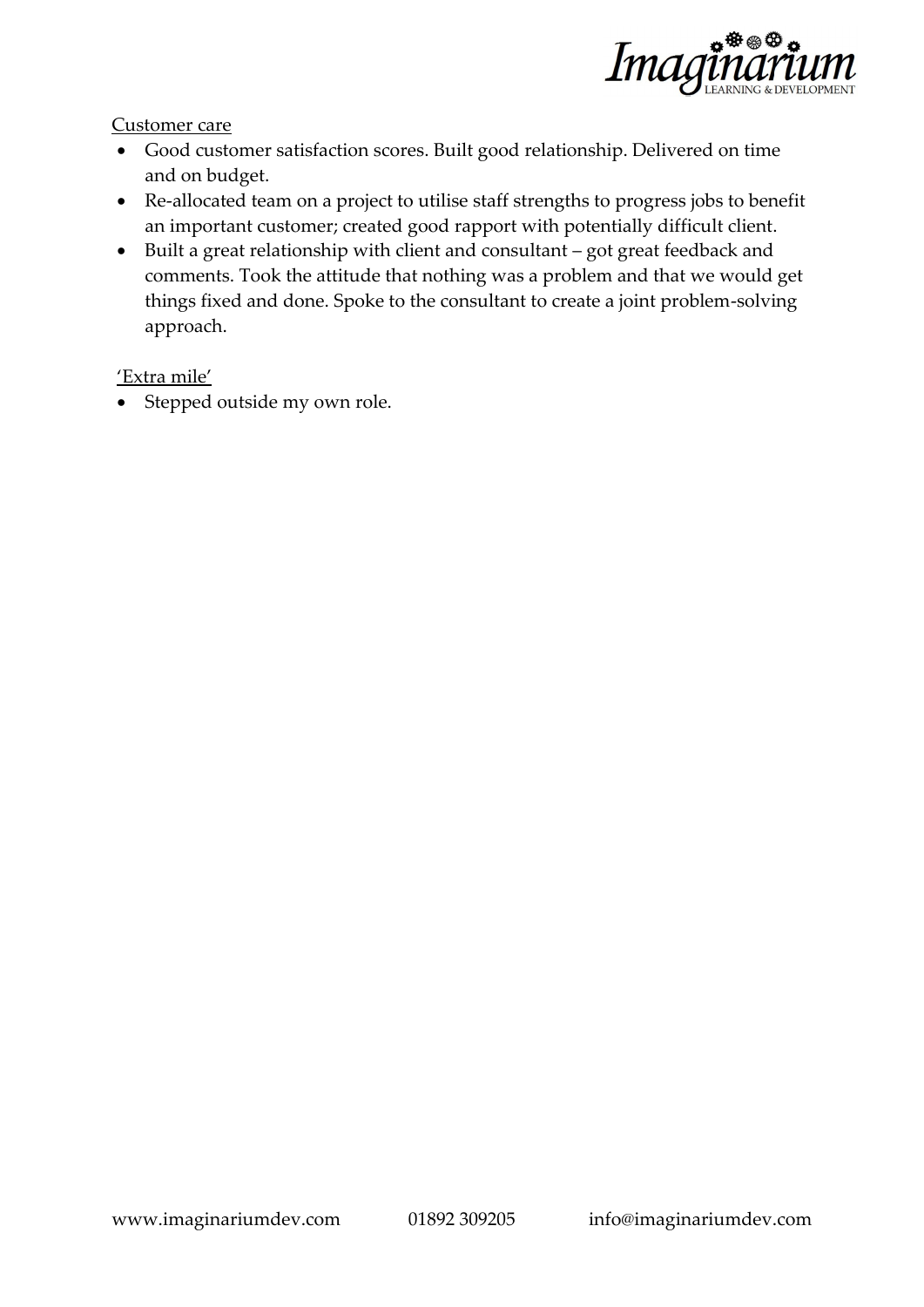Customer care

- Good customer satisfaction scores. Built good relationship. Delivered on time and on budget.
- Re-allocated team on a project to utilise staff strengths to progress jobs to benefit an important customer; created good rapport with potentially difficult client.
- Built a great relationship with client and consultant – got great feedback and comments. Took the attitude that nothing was a problem and that we would get things fixed and done. Spoke to the consultant to create a joint problem-solving approach.

'Extra mile'

- Stepped outside my own role.